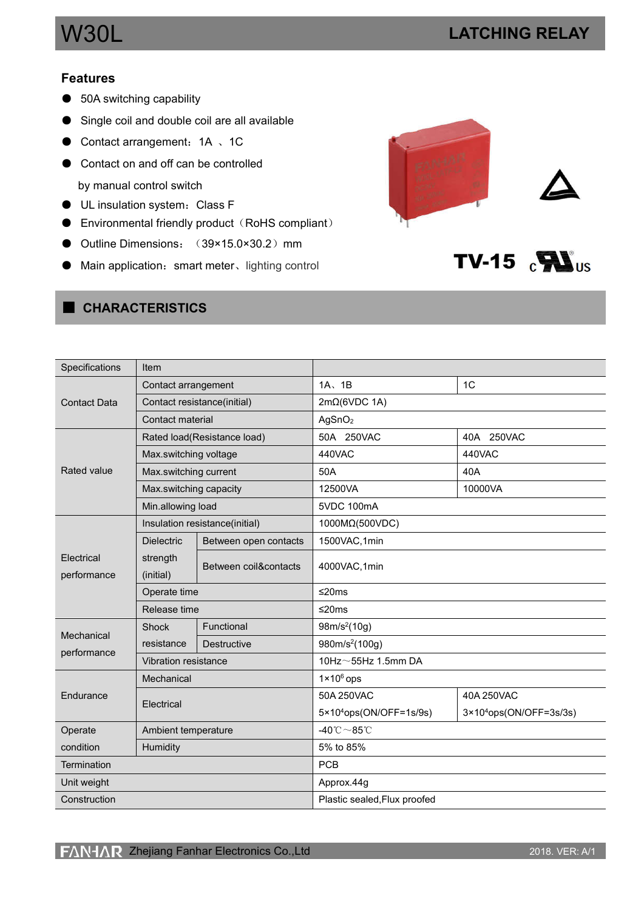# W30L

## LATCHING RELAY

### Features

- 50A switching capability
- Single coil and double coil are all available
- Contact arrangement：1A 、1C
- Contact on and off can be controlled by manual control switch
- UL insulation system：Class F
- Environmental friendly product（RoHS compliant）
- Outline Dimensions： （39×15.0×30.2）mm
- Main application：smart meter、lighting control

TV-15 c UL us

## CHARACTERISTICS

| Specifications | Item | | | |
|---|---|---|---|---|
| Contact Data | Contact arrangement | | 1A、1B | 1C |
| | Contact resistance(initial) | | 2mΩ(6VDC 1A) | |
| | Contact material | | $AgSnO_2$ | |
| Rated value | Rated load(Resistance load) | | 50A 250VAC | 40A 250VAC |
| | Max.switching voltage | | 440VAC | 440VAC |
| | Max.switching current | | 50A | 40A |
| | Max.switching capacity | | 12500VA | 10000VA |
| | Min.allowing load | | 5VDC 100mA | |
| Electrical performance | Insulation resistance(initial) | | 1000MΩ(500VDC) | |
| | Dielectric strength (initial) | Between open contacts | 1500VAC,1min | |
| | | Between coil&contacts | 4000VAC,1min | |
| | Operate time | | ≤20ms | |
| | Release time | | ≤20ms | |
| Mechanical performance | Shock resistance | Functional | $98m/s^2$(10g) | |
| | | Destructive | $980m/s^2$(100g) | |
| | Vibration resistance | | 10Hz～55Hz 1.5mm DA | |
| Endurance | Mechanical | | $1×10^6$ ops | |
| | Electrical | | 50A 250VAC $5×10^4$ops(ON/OFF=1s/9s) | 40A 250VAC $3×10^4$ops(ON/OFF=3s/3s) |
| Operate condition | Ambient temperature | | -40℃～85℃ | |
| | Humidity | | 5% to 85% | |
| Termination | | | PCB | |
| Unit weight | | | Approx.44g | |
| Construction | | | Plastic sealed,Flux proofed | |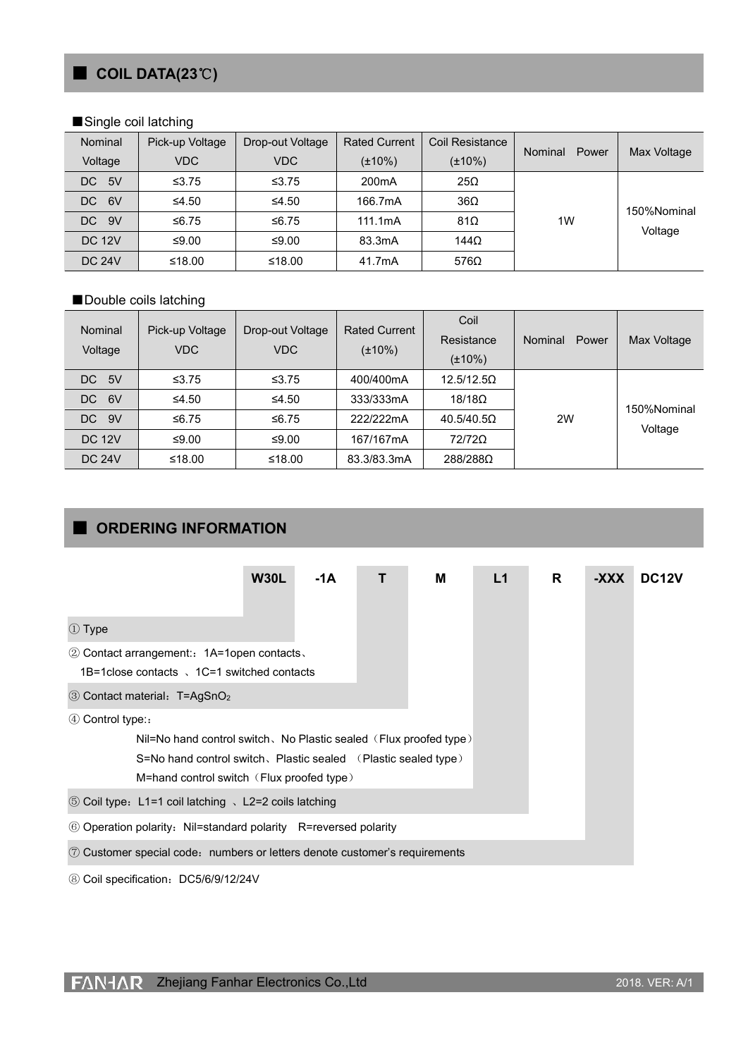## COIL DATA(23℃)

### Single coil latching

| Nominal Voltage | Pick-up Voltage VDC | Drop-out Voltage VDC | Rated Current (±10%) | Coil Resistance (±10%) | Nominal Power | Max Voltage |
|---|---|---|---|---|---|---|
| DC 5V | ≤3.75 | ≤3.75 | 200mA | 25Ω | 1W | 150%Nominal Voltage |
| DC 6V | ≤4.50 | ≤4.50 | 166.7mA | 36Ω | | |
| DC 9V | ≤6.75 | ≤6.75 | 111.1mA | 81Ω | | |
| DC 12V | ≤9.00 | ≤9.00 | 83.3mA | 144Ω | | |
| DC 24V | ≤18.00 | ≤18.00 | 41.7mA | 576Ω | | |

### Double coils latching

| Nominal Voltage | Pick-up Voltage VDC | Drop-out Voltage VDC | Rated Current (±10%) | Coil Resistance (±10%) | Nominal Power | Max Voltage |
|---|---|---|---|---|---|---|
| DC 5V | ≤3.75 | ≤3.75 | 400/400mA | 12.5/12.5Ω | 2W | 150%Nominal Voltage |
| DC 6V | ≤4.50 | ≤4.50 | 333/333mA | 18/18Ω | | |
| DC 9V | ≤6.75 | ≤6.75 | 222/222mA | 40.5/40.5Ω | | |
| DC 12V | ≤9.00 | ≤9.00 | 167/167mA | 72/72Ω | | |
| DC 24V | ≤18.00 | ≤18.00 | 83.3/83.3mA | 288/288Ω | | |

## ORDERING INFORMATION

**W30L -1A T M L1 R -XXX DC12V**

① Type

② Contact arrangement:：1A=1open contacts、1B=1close contacts 、1C=1 switched contacts

③ Contact material：T=$AgSnO_2$

④ Control type:：
- Nil=No hand control switch、No Plastic sealed（Flux proofed type）
- S=No hand control switch、Plastic sealed （Plastic sealed type）
- M=hand control switch（Flux proofed type）

⑤ Coil type：L1=1 coil latching 、L2=2 coils latching

⑥ Operation polarity：Nil=standard polarity R=reversed polarity

⑦ Customer special code：numbers or letters denote customer's requirements

⑧ Coil specification：DC5/6/9/12/24V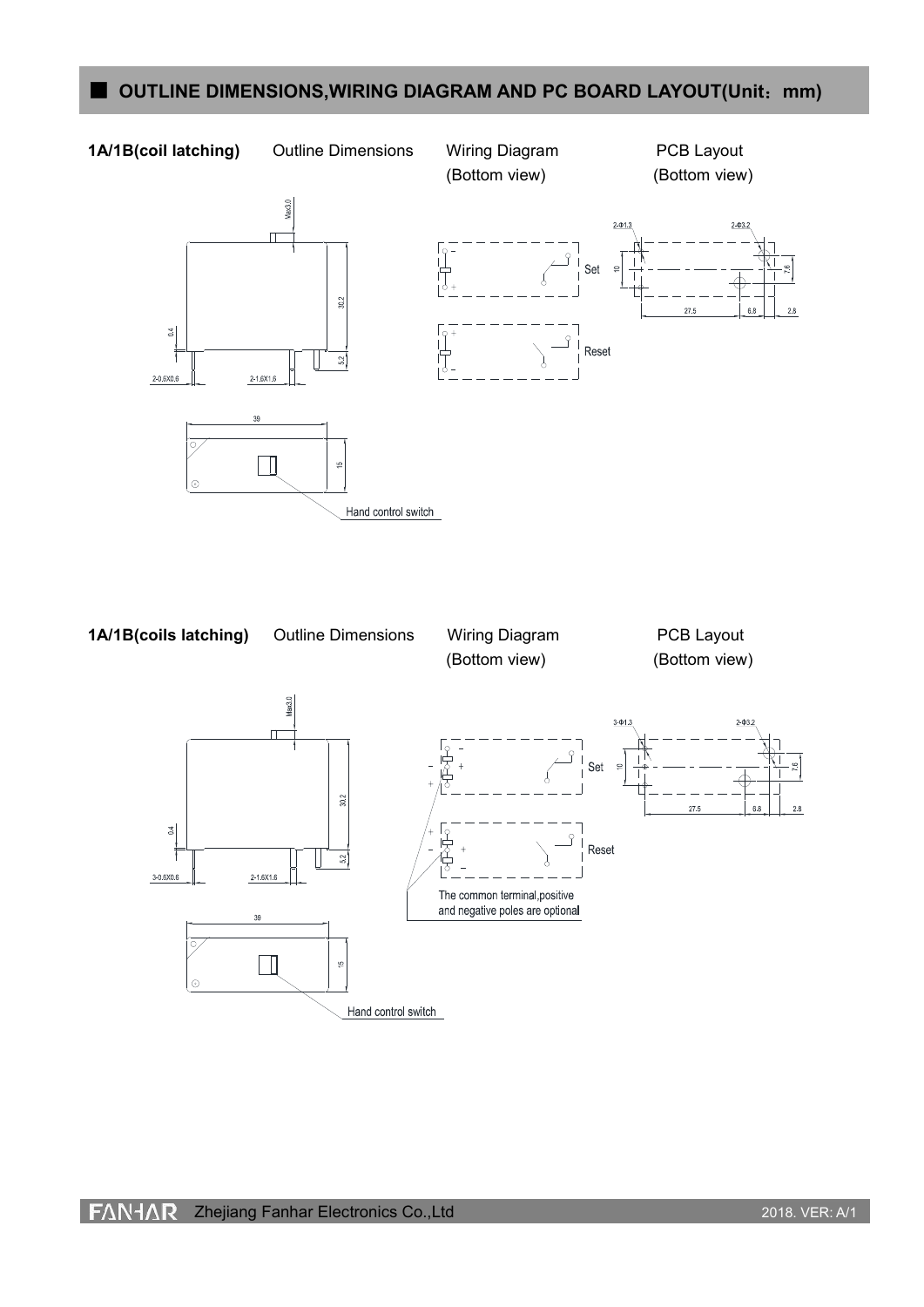## OUTLINE DIMENSIONS,WIRING DIAGRAM AND PC BOARD LAYOUT(Unit：mm)

**1A/1B(coil latching)** Outline Dimensions Wiring Diagram (Bottom view) PCB Layout (Bottom view)

Max3.0

30.2

0.4

5.2

2-0.6X0.6 2-1.6X1.6

39

15

Hand control switch

Set

Reset

2-Φ1.3 2-Φ3.2

10 7.6

27.5 6.8 2.8

**1A/1B(coils latching)** Outline Dimensions Wiring Diagram (Bottom view) PCB Layout (Bottom view)

Max3.0

30.2

0.4

5.2

3-0.6X0.6 2-1.6X1.6

39

15

Hand control switch

Set

Reset

The common terminal,positive and negative poles are optional

3-Φ1.3 2-Φ3.2

10 7.6

27.5 6.8 2.8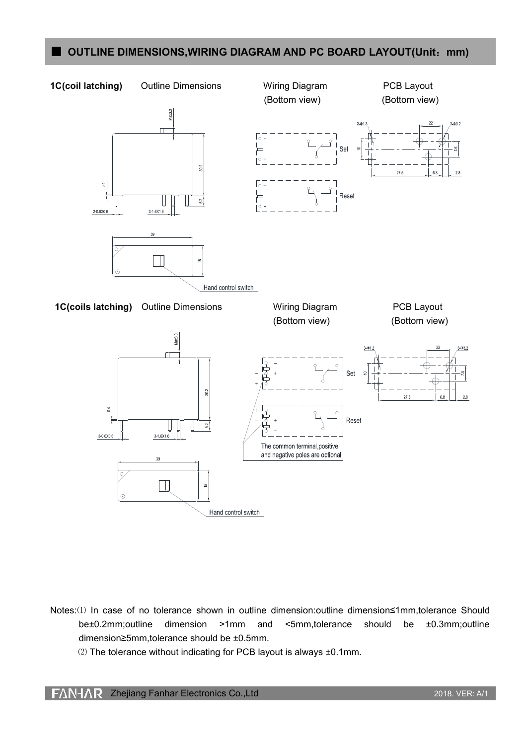## OUTLINE DIMENSIONS,WIRING DIAGRAM AND PC BOARD LAYOUT(Unit：mm)

**1C(coil latching)** Outline Dimensions Wiring Diagram (Bottom view) PCB Layout (Bottom view)

Max3.0

30.2

0.4

5.2

2-0.6X0.6

3-1.6X1.6

39

15

Hand control switch

Set

Reset

2-Φ1.3

22

3-Φ3.2

10

7.6

27.5

6.8

2.8

**1C(coils latching)** Outline Dimensions Wiring Diagram (Bottom view) PCB Layout (Bottom view)

Max3.0

30.2

0.4

5.2

3-0.6X0.6

3-1.6X1.6

39

15

Hand control switch

Set

Reset

The common terminal,positive and negative poles are optional

3-Φ1.3

22

3-Φ3.2

10

7.6

27.5

6.8

2.8

Notes:(1) In case of no tolerance shown in outline dimension:outline dimension≤1mm,tolerance Should be±0.2mm;outline dimension >1mm and <5mm,tolerance should be ±0.3mm;outline dimension≥5mm,tolerance should be ±0.5mm.

(2) The tolerance without indicating for PCB layout is always ±0.1mm.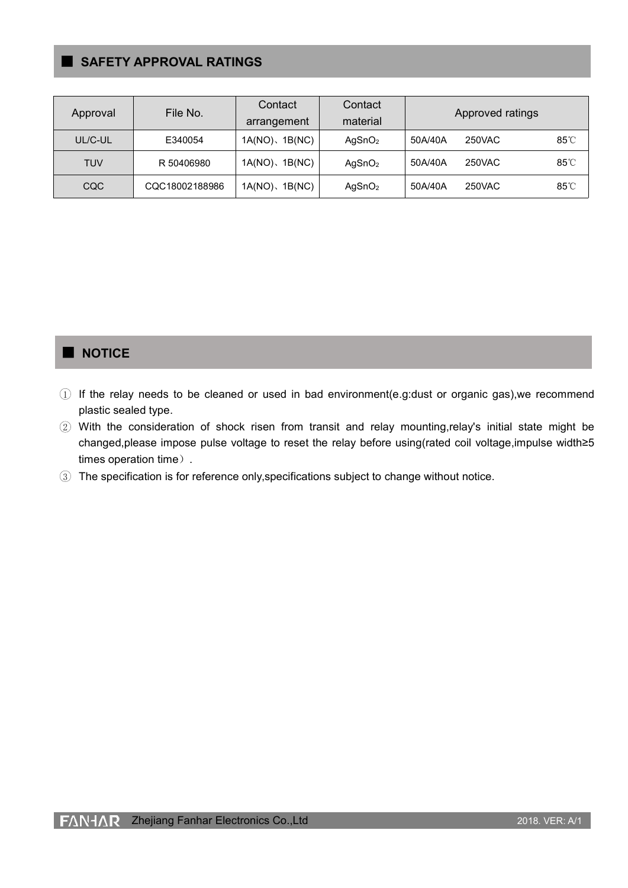## SAFETY APPROVAL RATINGS

| Approval | File No. | Contact arrangement | Contact material | Approved ratings | | |
|---|---|---|---|---|---|---|
| UL/C-UL | E340054 | 1A(NO)、1B(NC) | $AgSnO_2$ | 50A/40A | 250VAC | 85℃ |
| TUV | R 50406980 | 1A(NO)、1B(NC) | $AgSnO_2$ | 50A/40A | 250VAC | 85℃ |
| CQC | CQC18002188986 | 1A(NO)、1B(NC) | $AgSnO_2$ | 50A/40A | 250VAC | 85℃ |

## NOTICE

① If the relay needs to be cleaned or used in bad environment(e.g:dust or organic gas),we recommend plastic sealed type.

② With the consideration of shock risen from transit and relay mounting,relay's initial state might be changed,please impose pulse voltage to reset the relay before using(rated coil voltage,impulse width≥5 times operation time）.

③ The specification is for reference only,specifications subject to change without notice.